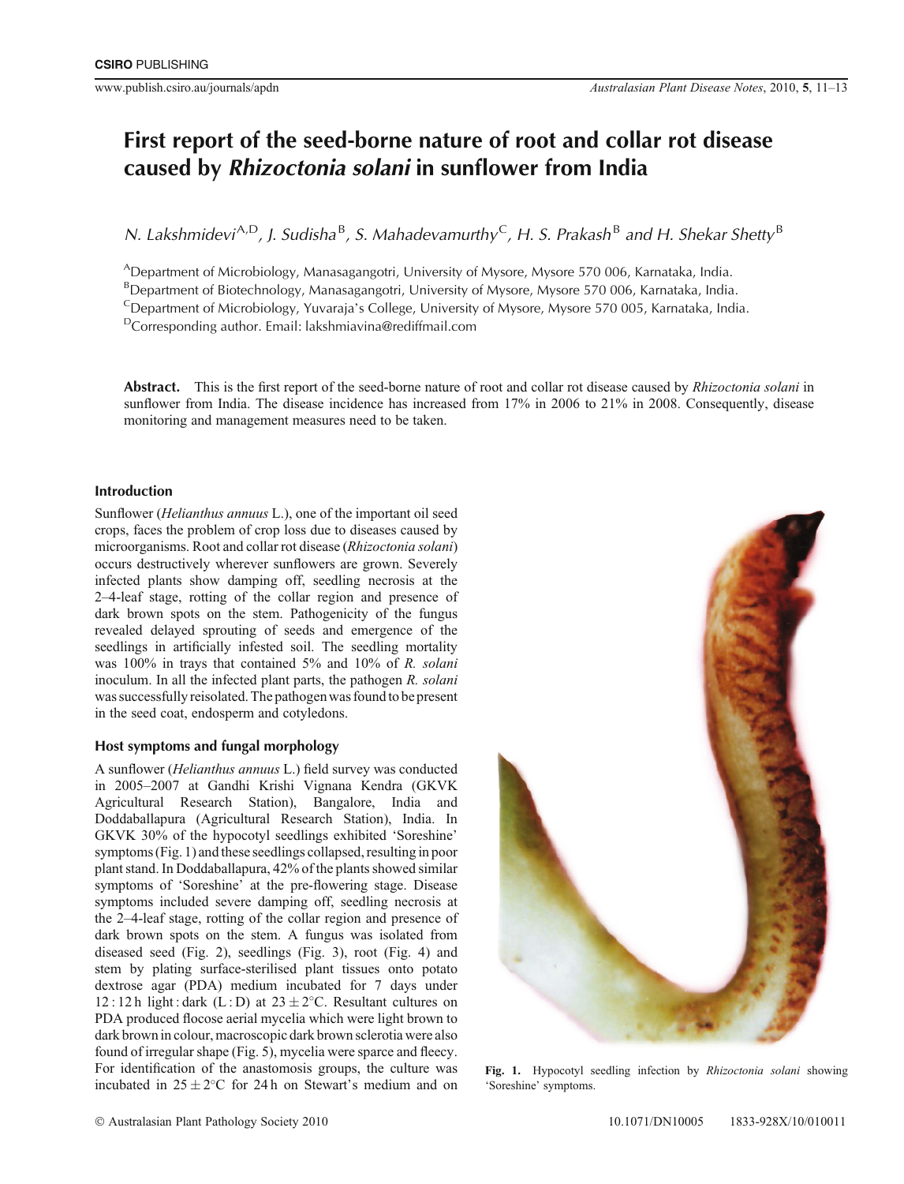# First report of the seed-borne nature of root and collar rot disease caused by *Rhizoctonia solani* in sunflower from India

N. Lakshmidevi[A,D], J. Sudisha[B], S. Mahadevamurthy[C], H. S. Prakash[B] and H. Shekar Shetty[B]

[A]Department of Microbiology, Manasagangotri, University of Mysore, Mysore 570 006, Karnataka, India.
[B]Department of Biotechnology, Manasagangotri, University of Mysore, Mysore 570 006, Karnataka, India.
[C]Department of Microbiology, Yuvaraja's College, University of Mysore, Mysore 570 005, Karnataka, India.
[D]Corresponding author. Email: lakshmiavina@rediffmail.com

**Abstract.** This is the first report of the seed-borne nature of root and collar rot disease caused by *Rhizoctonia solani* in sunflower from India. The disease incidence has increased from 17% in 2006 to 21% in 2008. Consequently, disease monitoring and management measures need to be taken.

## Introduction

Sunflower (*Helianthus annuus* L.), one of the important oil seed crops, faces the problem of crop loss due to diseases caused by microorganisms. Root and collar rot disease (*Rhizoctonia solani*) occurs destructively wherever sunflowers are grown. Severely infected plants show damping off, seedling necrosis at the 2–4-leaf stage, rotting of the collar region and presence of dark brown spots on the stem. Pathogenicity of the fungus revealed delayed sprouting of seeds and emergence of the seedlings in artificially infested soil. The seedling mortality was 100% in trays that contained 5% and 10% of *R. solani* inoculum. In all the infected plant parts, the pathogen *R. solani* was successfully reisolated. The pathogen was found to be present in the seed coat, endosperm and cotyledons.

## Host symptoms and fungal morphology

A sunflower (*Helianthus annuus* L.) field survey was conducted in 2005–2007 at Gandhi Krishi Vignana Kendra (GKVK Agricultural Research Station), Bangalore, India and Doddaballapura (Agricultural Research Station), India. In GKVK 30% of the hypocotyl seedlings exhibited 'Soreshine' symptoms (Fig. 1) and these seedlings collapsed, resulting in poor plant stand. In Doddaballapura, 42% of the plants showed similar symptoms of 'Soreshine' at the pre-flowering stage. Disease symptoms included severe damping off, seedling necrosis at the 2–4-leaf stage, rotting of the collar region and presence of dark brown spots on the stem. A fungus was isolated from diseased seed (Fig. 2), seedlings (Fig. 3), root (Fig. 4) and stem by plating surface-sterilised plant tissues onto potato dextrose agar (PDA) medium incubated for 7 days under 12 : 12 h light : dark (L : D) at $23 \pm 2$°C. Resultant cultures on PDA produced flocose aerial mycelia which were light brown to dark brown in colour, macroscopic dark brown sclerotia were also found of irregular shape (Fig. 5), mycelia were sparse and fleecy. For identification of the anastomosis groups, the culture was incubated in $25 \pm 2$°C for 24 h on Stewart's medium and on

**Fig. 1.** Hypocotyl seedling infection by *Rhizoctonia solani* showing 'Soreshine' symptoms.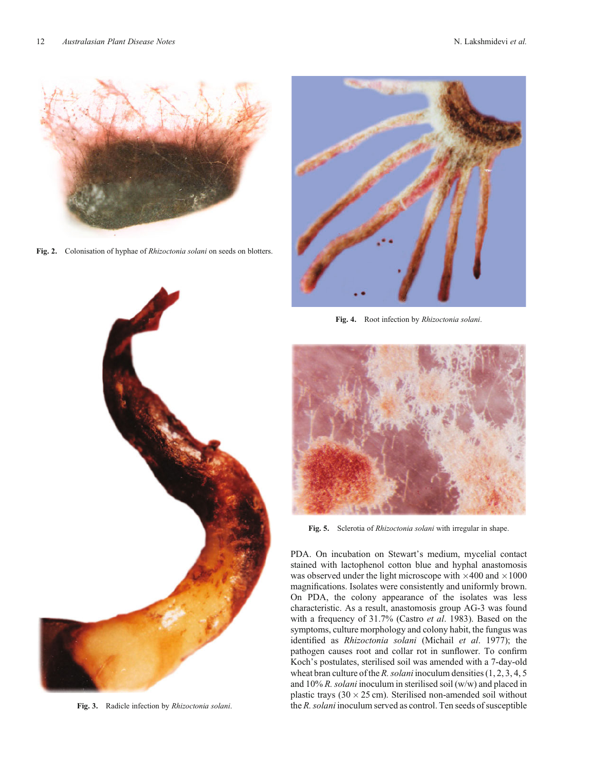Fig. 2. Colonisation of hyphae of *Rhizoctonia solani* on seeds on blotters.

Fig. 3. Radicle infection by *Rhizoctonia solani*.

Fig. 4. Root infection by *Rhizoctonia solani*.

Fig. 5. Sclerotia of *Rhizoctonia solani* with irregular in shape.

PDA. On incubation on Stewart's medium, mycelial contact stained with lactophenol cotton blue and hyphal anastomosis was observed under the light microscope with ×400 and ×1000 magnifications. Isolates were consistently and uniformly brown. On PDA, the colony appearance of the isolates was less characteristic. As a result, anastomosis group AG-3 was found with a frequency of 31.7% (Castro *et al*. 1983). Based on the symptoms, culture morphology and colony habit, the fungus was identified as *Rhizoctonia solani* (Michail *et al*. 1977); the pathogen causes root and collar rot in sunflower. To confirm Koch's postulates, sterilised soil was amended with a 7-day-old wheat bran culture of the *R. solani* inoculum densities (1, 2, 3, 4, 5 and 10% *R. solani* inoculum in sterilised soil (w/w) and placed in plastic trays (30 × 25 cm). Sterilised non-amended soil without the *R. solani* inoculum served as control. Ten seeds of susceptible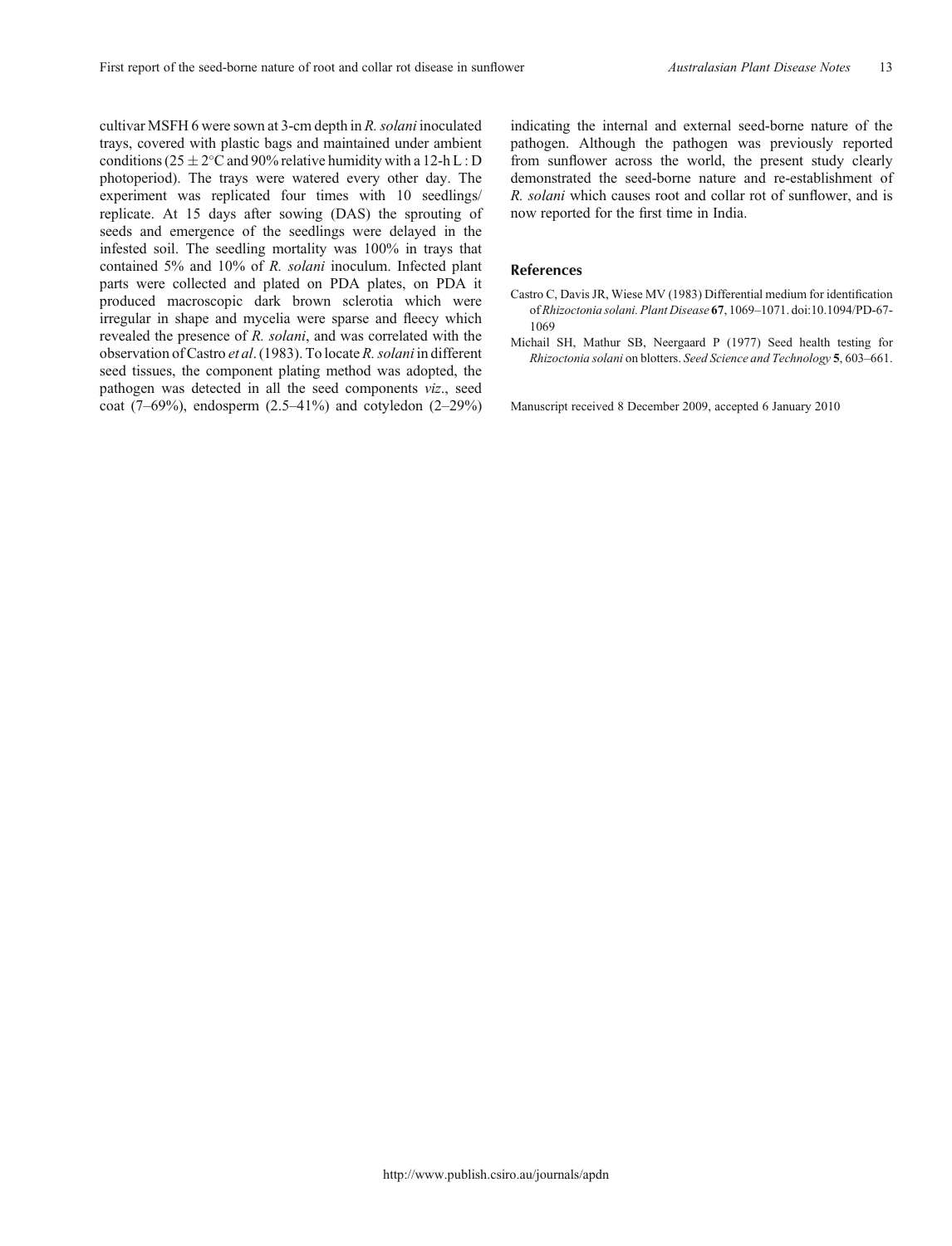cultivar MSFH 6 were sown at 3-cm depth in *R. solani* inoculated trays, covered with plastic bags and maintained under ambient conditions ($25 \pm 2$°C and 90% relative humidity with a 12-h L : D photoperiod). The trays were watered every other day. The experiment was replicated four times with 10 seedlings/replicate. At 15 days after sowing (DAS) the sprouting of seeds and emergence of the seedlings were delayed in the infested soil. The seedling mortality was 100% in trays that contained 5% and 10% of *R. solani* inoculum. Infected plant parts were collected and plated on PDA plates, on PDA it produced macroscopic dark brown sclerotia which were irregular in shape and mycelia were sparse and fleecy which revealed the presence of *R. solani*, and was correlated with the observation of Castro *et al*. (1983). To locate *R. solani* in different seed tissues, the component plating method was adopted, the pathogen was detected in all the seed components *viz*., seed coat (7–69%), endosperm (2.5–41%) and cotyledon (2–29%) indicating the internal and external seed-borne nature of the pathogen. Although the pathogen was previously reported from sunflower across the world, the present study clearly demonstrated the seed-borne nature and re-establishment of *R. solani* which causes root and collar rot of sunflower, and is now reported for the first time in India.

## References

Castro C, Davis JR, Wiese MV (1983) Differential medium for identification of *Rhizoctonia solani*. *Plant Disease* **67**, 1069–1071. doi:10.1094/PD-67-1069

Michail SH, Mathur SB, Neergaard P (1977) Seed health testing for *Rhizoctonia solani* on blotters. *Seed Science and Technology* **5**, 603–661.

Manuscript received 8 December 2009, accepted 6 January 2010